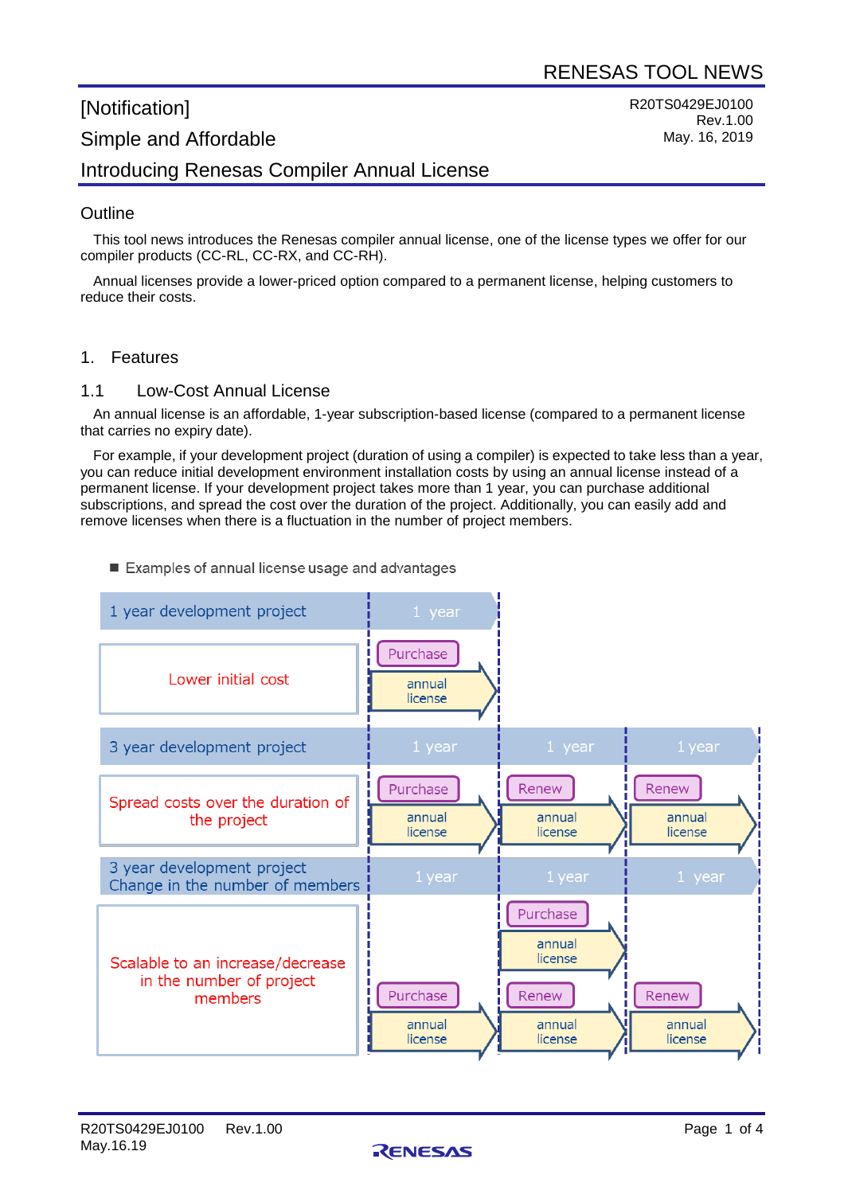RENESAS TOOL NEWS

# [Notification]
# Simple and Affordable
# Introducing Renesas Compiler Annual License

R20TS0429EJ0100
Rev.1.00
May. 16, 2019

## Outline

This tool news introduces the Renesas compiler annual license, one of the license types we offer for our compiler products (CC-RL, CC-RX, and CC-RH).

Annual licenses provide a lower-priced option compared to a permanent license, helping customers to reduce their costs.

## 1. Features

### 1.1 Low-Cost Annual License

An annual license is an affordable, 1-year subscription-based license (compared to a permanent license that carries no expiry date).

For example, if your development project (duration of using a compiler) is expected to take less than a year, you can reduce initial development environment installation costs by using an annual license instead of a permanent license. If your development project takes more than 1 year, you can purchase additional subscriptions, and spread the cost over the duration of the project. Additionally, you can easily add and remove licenses when there is a fluctuation in the number of project members.

■ Examples of annual license usage and advantages

| 1 year development project | 1 year | | |
|---|---|---|---|
| Lower initial cost | Purchase annual license | | |
| **3 year development project** | **1 year** | **1 year** | **1 year** |
| Spread costs over the duration of the project | Purchase annual license | Renew annual license | Renew annual license |
| **3 year development project Change in the number of members** | **1 year** | **1 year** | **1 year** |
| Scalable to an increase/decrease in the number of project members | | Purchase annual license | |
| | Purchase annual license | Renew annual license | Renew annual license |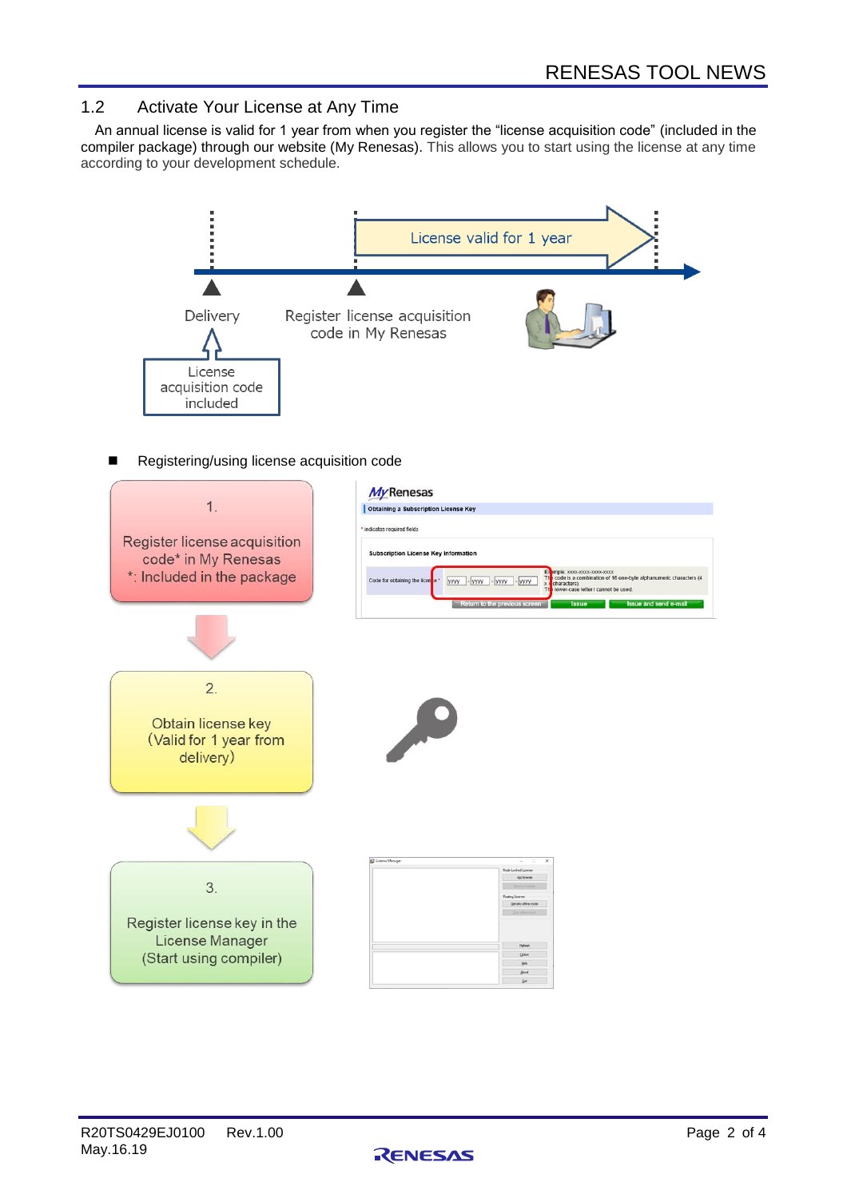## 1.2 Activate Your License at Any Time

An annual license is valid for 1 year from when you register the “license acquisition code” (included in the compiler package) through our website (My Renesas). This allows you to start using the license at any time according to your development schedule.

License valid for 1 year

Delivery

License acquisition code included

Register license acquisition code in My Renesas

■ Registering/using license acquisition code

1.

Register license acquisition code* in My Renesas
*: Included in the package

2.

Obtain license key
(Valid for 1 year from delivery)

3.

Register license key in the License Manager
(Start using compiler)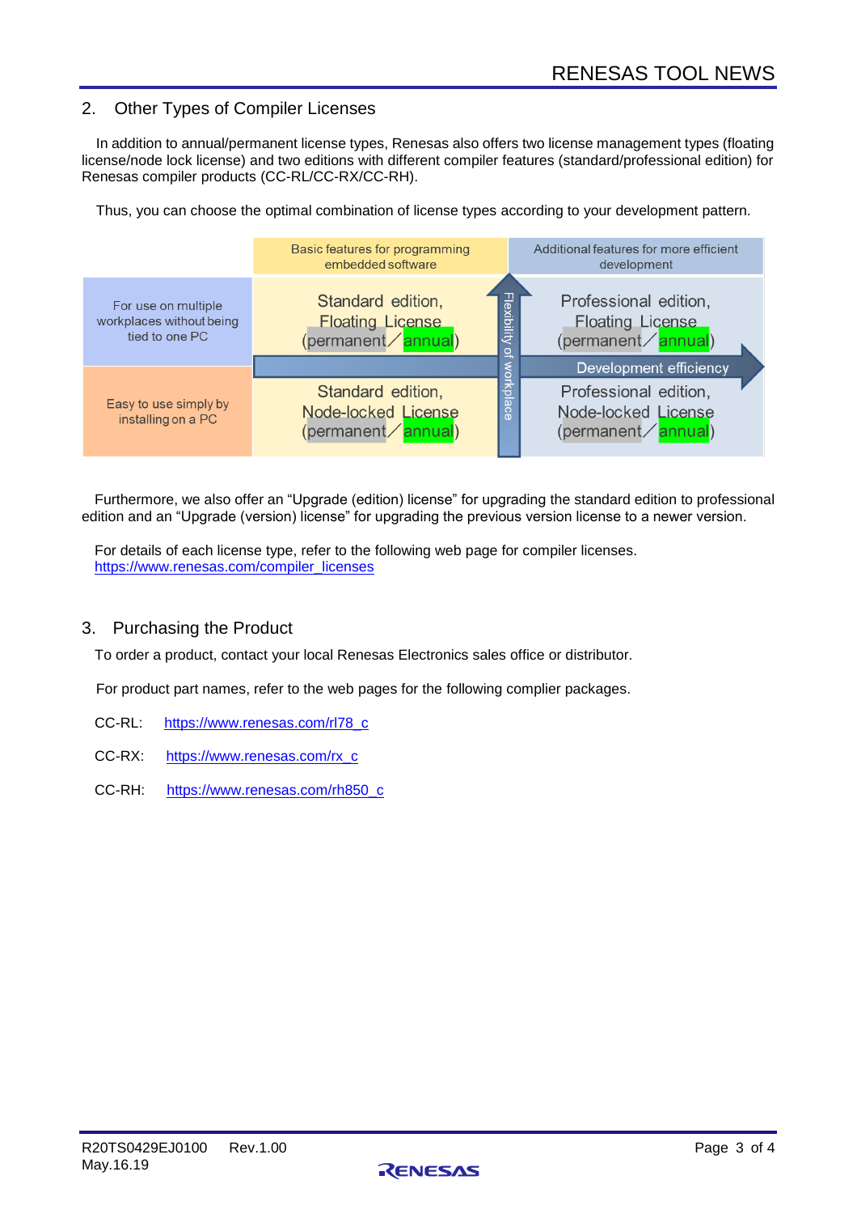## 2. Other Types of Compiler Licenses

In addition to annual/permanent license types, Renesas also offers two license management types (floating license/node lock license) and two editions with different compiler features (standard/professional edition) for Renesas compiler products (CC-RL/CC-RX/CC-RH).

Thus, you can choose the optimal combination of license types according to your development pattern.

| | Basic features for programming embedded software | Additional features for more efficient development |
|---|---|---|
| For use on multiple workplaces without being tied to one PC | Standard edition, Floating License (permanent／annual) | Professional edition, Floating License (permanent／annual) |
| Easy to use simply by installing on a PC | Standard edition, Node-locked License (permanent／annual) | Professional edition, Node-locked License (permanent／annual) |

(Vertical arrow: Flexibility of workplace; Horizontal arrow: Development efficiency)

Furthermore, we also offer an “Upgrade (edition) license” for upgrading the standard edition to professional edition and an “Upgrade (version) license” for upgrading the previous version license to a newer version.

For details of each license type, refer to the following web page for compiler licenses.
https://www.renesas.com/compiler_licenses

## 3. Purchasing the Product

To order a product, contact your local Renesas Electronics sales office or distributor.

For product part names, refer to the web pages for the following complier packages.

CC-RL: https://www.renesas.com/rl78_c

CC-RX: https://www.renesas.com/rx_c

CC-RH: https://www.renesas.com/rh850_c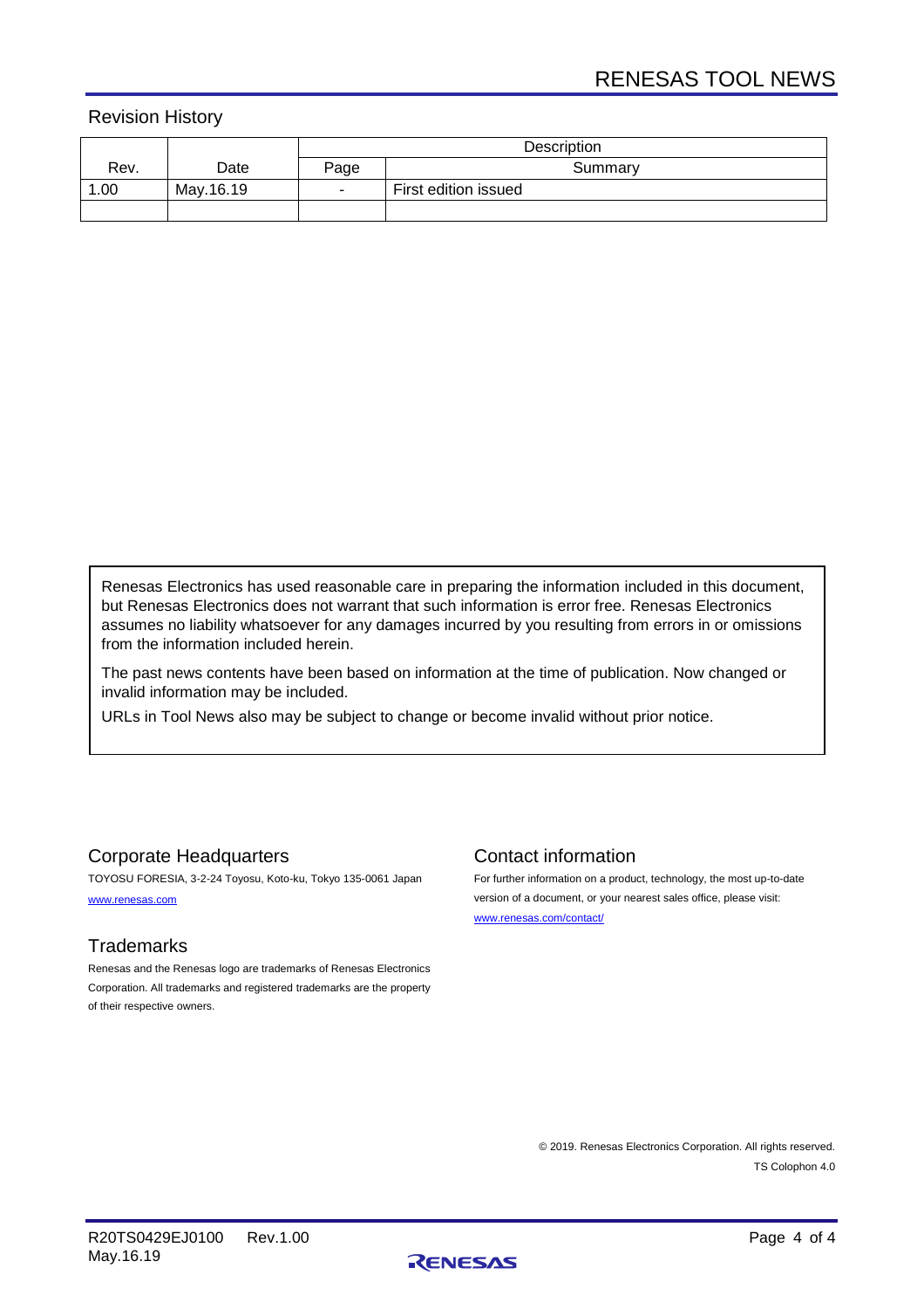## Revision History

| Rev. | Date | Description | |
|---|---|---|---|
| | | Page | Summary |
| 1.00 | May.16.19 | - | First edition issued |
| | | | |

Renesas Electronics has used reasonable care in preparing the information included in this document, but Renesas Electronics does not warrant that such information is error free. Renesas Electronics assumes no liability whatsoever for any damages incurred by you resulting from errors in or omissions from the information included herein.

The past news contents have been based on information at the time of publication. Now changed or invalid information may be included.

URLs in Tool News also may be subject to change or become invalid without prior notice.

### Corporate Headquarters

TOYOSU FORESIA, 3-2-24 Toyosu, Koto-ku, Tokyo 135-0061 Japan
www.renesas.com

### Trademarks

Renesas and the Renesas logo are trademarks of Renesas Electronics Corporation. All trademarks and registered trademarks are the property of their respective owners.

### Contact information

For further information on a product, technology, the most up-to-date version of a document, or your nearest sales office, please visit:
www.renesas.com/contact/

© 2019. Renesas Electronics Corporation. All rights reserved.
TS Colophon 4.0